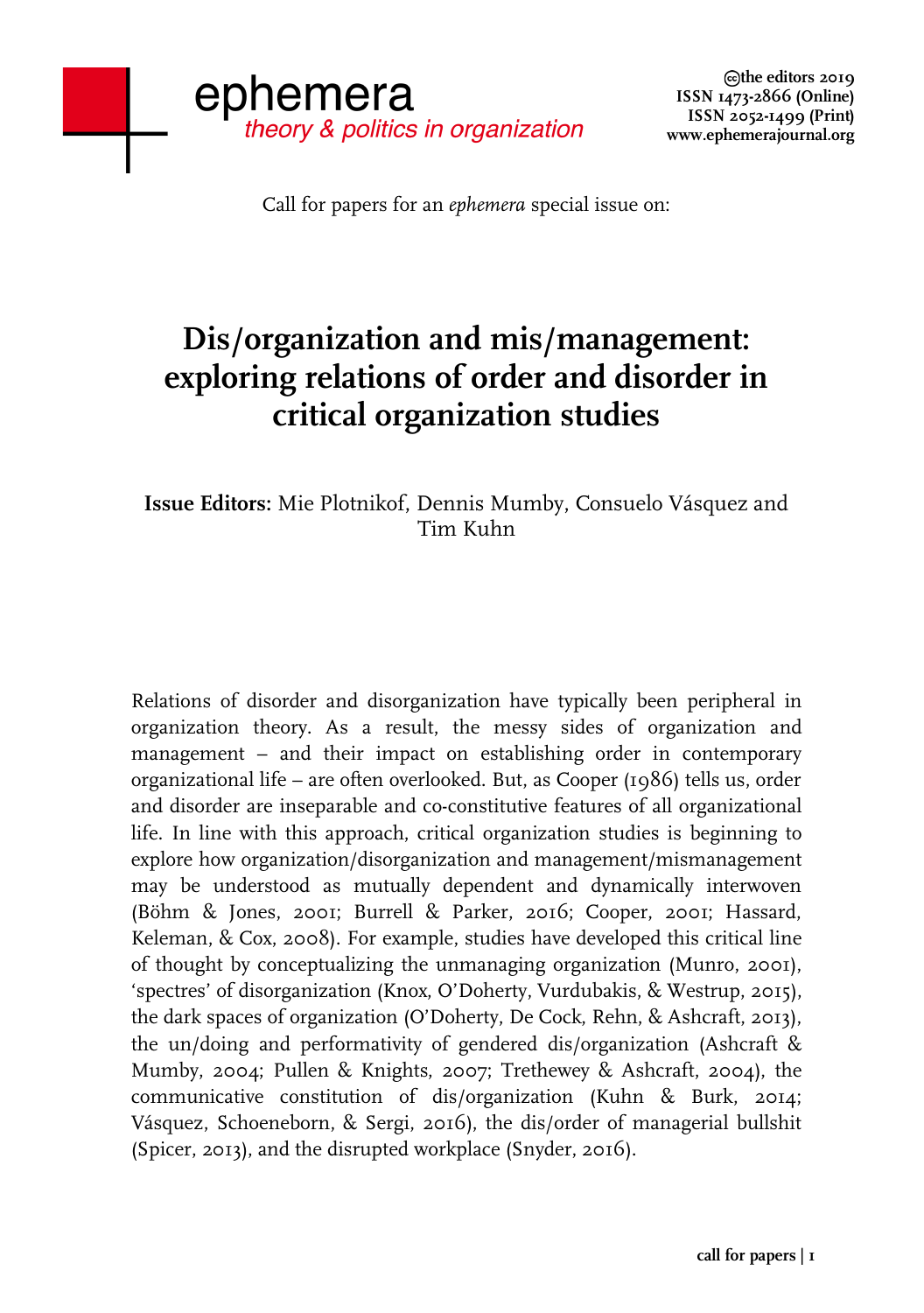ephemera
*theory & politics in organization*

©the editors 2019
ISSN 1473-2866 (Online)
ISSN 2052-1499 (Print)
www.ephemerajournal.org

Call for papers for an *ephemera* special issue on:

# Dis/organization and mis/management: exploring relations of order and disorder in critical organization studies

**Issue Editors:** Mie Plotnikof, Dennis Mumby, Consuelo Vásquez and Tim Kuhn

Relations of disorder and disorganization have typically been peripheral in organization theory. As a result, the messy sides of organization and management – and their impact on establishing order in contemporary organizational life – are often overlooked. But, as Cooper (1986) tells us, order and disorder are inseparable and co-constitutive features of all organizational life. In line with this approach, critical organization studies is beginning to explore how organization/disorganization and management/mismanagement may be understood as mutually dependent and dynamically interwoven (Böhm & Jones, 2001; Burrell & Parker, 2016; Cooper, 2001; Hassard, Keleman, & Cox, 2008). For example, studies have developed this critical line of thought by conceptualizing the unmanaging organization (Munro, 2001), 'spectres' of disorganization (Knox, O'Doherty, Vurdubakis, & Westrup, 2015), the dark spaces of organization (O'Doherty, De Cock, Rehn, & Ashcraft, 2013), the un/doing and performativity of gendered dis/organization (Ashcraft & Mumby, 2004; Pullen & Knights, 2007; Trethewey & Ashcraft, 2004), the communicative constitution of dis/organization (Kuhn & Burk, 2014; Vásquez, Schoeneborn, & Sergi, 2016), the dis/order of managerial bullshit (Spicer, 2013), and the disrupted workplace (Snyder, 2016).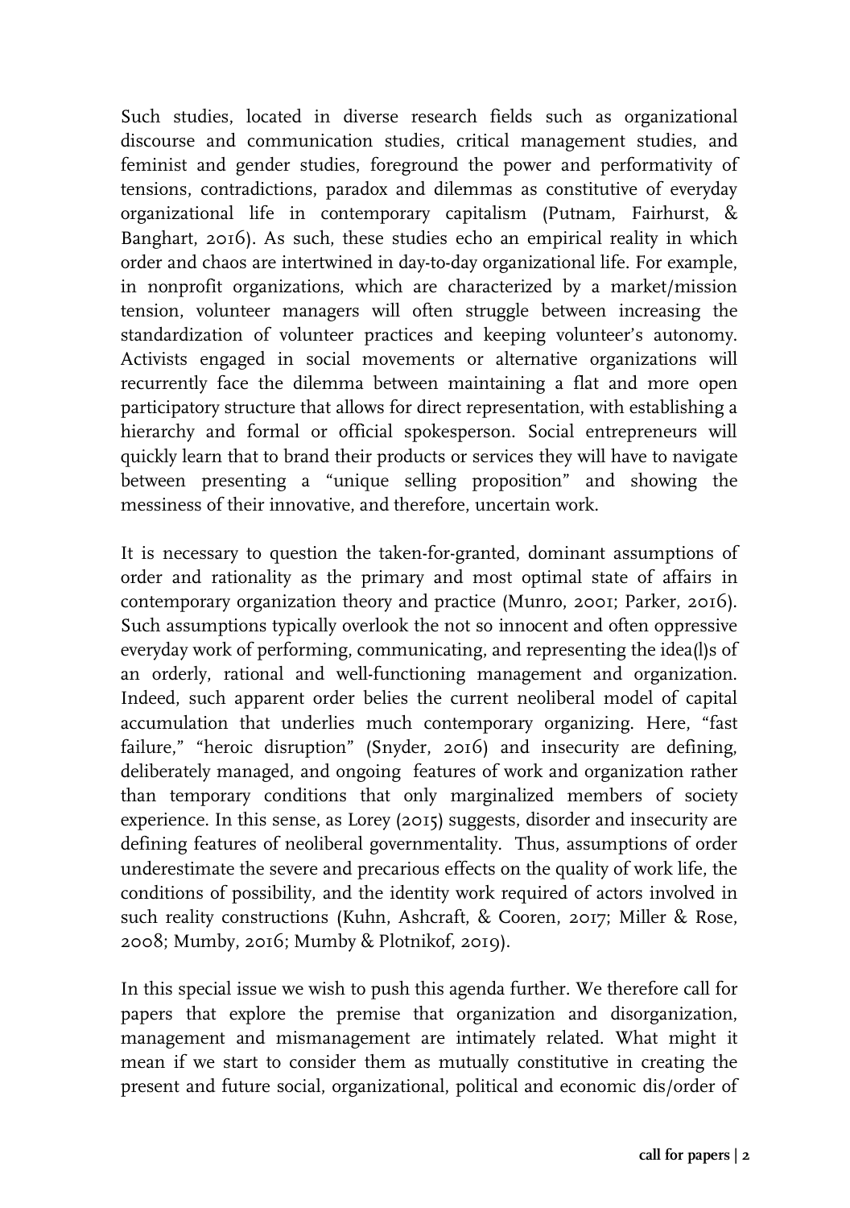Such studies, located in diverse research fields such as organizational discourse and communication studies, critical management studies, and feminist and gender studies, foreground the power and performativity of tensions, contradictions, paradox and dilemmas as constitutive of everyday organizational life in contemporary capitalism (Putnam, Fairhurst, & Banghart, 2016). As such, these studies echo an empirical reality in which order and chaos are intertwined in day-to-day organizational life. For example, in nonprofit organizations, which are characterized by a market/mission tension, volunteer managers will often struggle between increasing the standardization of volunteer practices and keeping volunteer's autonomy. Activists engaged in social movements or alternative organizations will recurrently face the dilemma between maintaining a flat and more open participatory structure that allows for direct representation, with establishing a hierarchy and formal or official spokesperson. Social entrepreneurs will quickly learn that to brand their products or services they will have to navigate between presenting a "unique selling proposition" and showing the messiness of their innovative, and therefore, uncertain work.

It is necessary to question the taken-for-granted, dominant assumptions of order and rationality as the primary and most optimal state of affairs in contemporary organization theory and practice (Munro, 2001; Parker, 2016). Such assumptions typically overlook the not so innocent and often oppressive everyday work of performing, communicating, and representing the idea(l)s of an orderly, rational and well-functioning management and organization. Indeed, such apparent order belies the current neoliberal model of capital accumulation that underlies much contemporary organizing. Here, "fast failure," "heroic disruption" (Snyder, 2016) and insecurity are defining, deliberately managed, and ongoing features of work and organization rather than temporary conditions that only marginalized members of society experience. In this sense, as Lorey (2015) suggests, disorder and insecurity are defining features of neoliberal governmentality. Thus, assumptions of order underestimate the severe and precarious effects on the quality of work life, the conditions of possibility, and the identity work required of actors involved in such reality constructions (Kuhn, Ashcraft, & Cooren, 2017; Miller & Rose, 2008; Mumby, 2016; Mumby & Plotnikof, 2019).

In this special issue we wish to push this agenda further. We therefore call for papers that explore the premise that organization and disorganization, management and mismanagement are intimately related. What might it mean if we start to consider them as mutually constitutive in creating the present and future social, organizational, political and economic dis/order of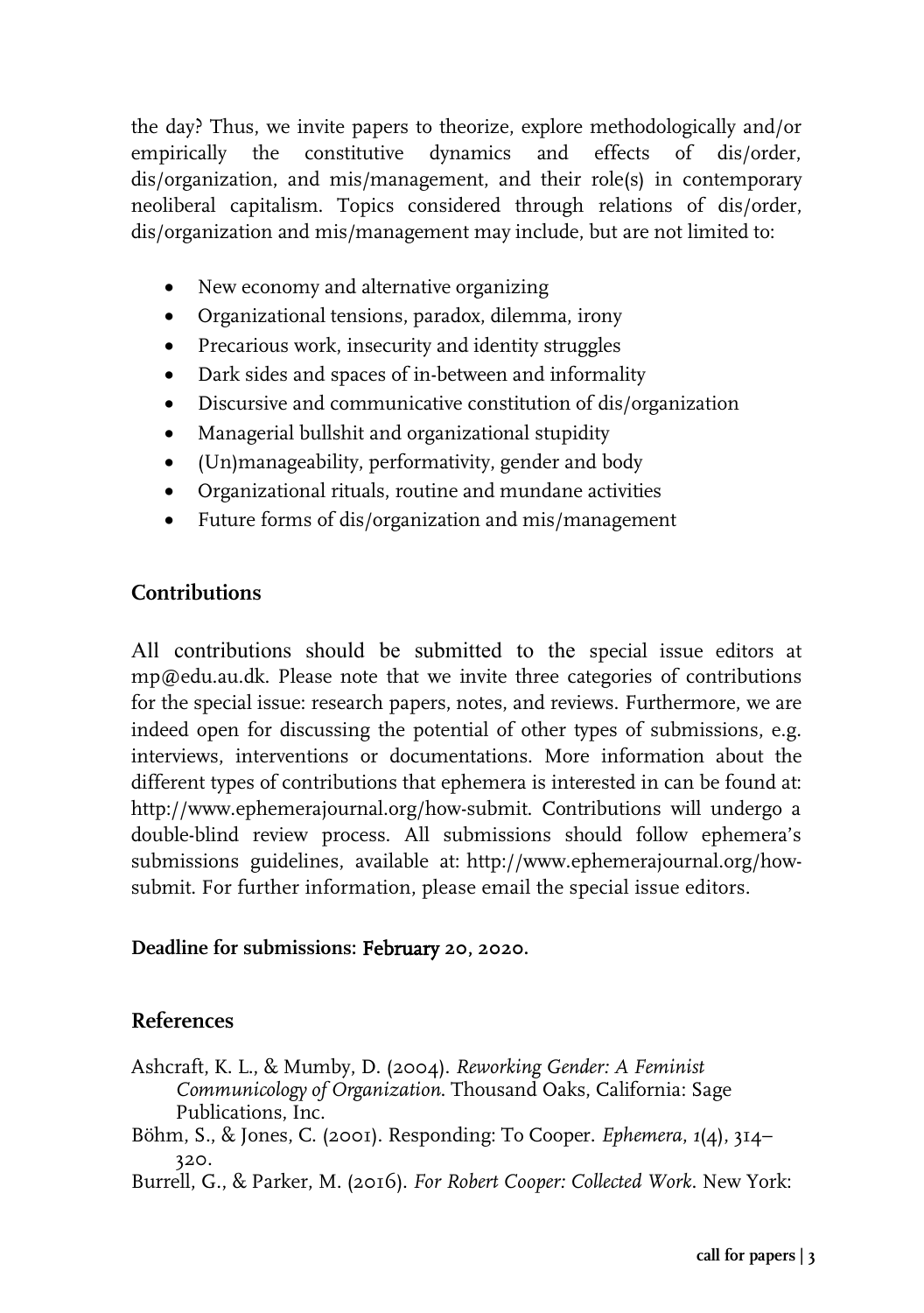the day? Thus, we invite papers to theorize, explore methodologically and/or empirically the constitutive dynamics and effects of dis/order, dis/organization, and mis/management, and their role(s) in contemporary neoliberal capitalism. Topics considered through relations of dis/order, dis/organization and mis/management may include, but are not limited to:

- New economy and alternative organizing
- Organizational tensions, paradox, dilemma, irony
- Precarious work, insecurity and identity struggles
- Dark sides and spaces of in-between and informality
- Discursive and communicative constitution of dis/organization
- Managerial bullshit and organizational stupidity
- (Un)manageability, performativity, gender and body
- Organizational rituals, routine and mundane activities
- Future forms of dis/organization and mis/management

## Contributions

All contributions should be submitted to the special issue editors at mp@edu.au.dk. Please note that we invite three categories of contributions for the special issue: research papers, notes, and reviews. Furthermore, we are indeed open for discussing the potential of other types of submissions, e.g. interviews, interventions or documentations. More information about the different types of contributions that ephemera is interested in can be found at: http://www.ephemerajournal.org/how-submit. Contributions will undergo a double-blind review process. All submissions should follow ephemera's submissions guidelines, available at: http://www.ephemerajournal.org/how-submit. For further information, please email the special issue editors.

**Deadline for submissions: February 20, 2020.**

## References

Ashcraft, K. L., & Mumby, D. (2004). *Reworking Gender: A Feminist Communicology of Organization*. Thousand Oaks, California: Sage Publications, Inc.

Böhm, S., & Jones, C. (2001). Responding: To Cooper. *Ephemera*, *1*(4), 314–320.

Burrell, G., & Parker, M. (2016). *For Robert Cooper: Collected Work*. New York: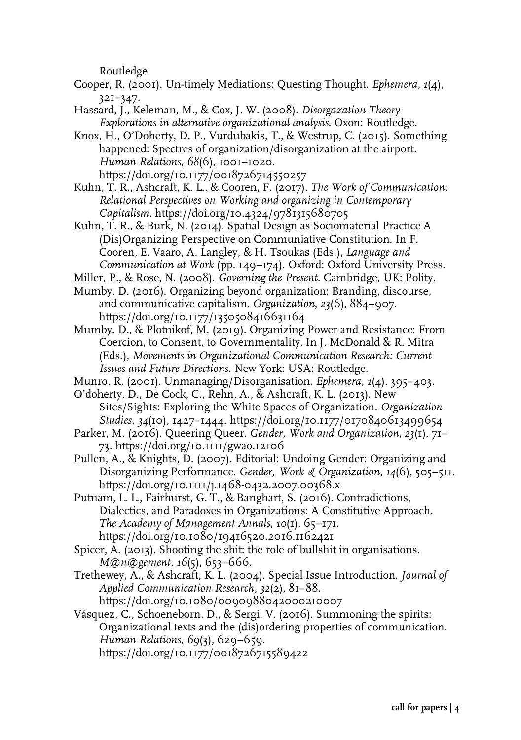Routledge.

Cooper, R. (2001). Un-timely Mediations: Questing Thought. *Ephemera*, *1*(4), 321–347.

Hassard, J., Keleman, M., & Cox, J. W. (2008). *Disorgazation Theory Explorations in alternative organizational analysis*. Oxon: Routledge.

Knox, H., O'Doherty, D. P., Vurdubakis, T., & Westrup, C. (2015). Something happened: Spectres of organization/disorganization at the airport. *Human Relations*, *68*(6), 1001–1020. https://doi.org/10.1177/0018726714550257

Kuhn, T. R., Ashcraft, K. L., & Cooren, F. (2017). *The Work of Communication: Relational Perspectives on Working and organizing in Contemporary Capitalism*. https://doi.org/10.4324/9781315680705

Kuhn, T. R., & Burk, N. (2014). Spatial Design as Sociomaterial Practice A (Dis)Organizing Perspective on Communiative Constitution. In F. Cooren, E. Vaaro, A. Langley, & H. Tsoukas (Eds.), *Language and Communication at Work* (pp. 149–174). Oxford: Oxford University Press.

Miller, P., & Rose, N. (2008). *Governing the Present*. Cambridge, UK: Polity.

Mumby, D. (2016). Organizing beyond organization: Branding, discourse, and communicative capitalism. *Organization*, *23*(6), 884–907. https://doi.org/10.1177/1350508416631164

Mumby, D., & Plotnikof, M. (2019). Organizing Power and Resistance: From Coercion, to Consent, to Governmentality. In J. McDonald & R. Mitra (Eds.), *Movements in Organizational Communication Research: Current Issues and Future Directions*. New York: USA: Routledge.

Munro, R. (2001). Unmanaging/Disorganisation. *Ephemera*, *1*(4), 395–403.

O'doherty, D., De Cock, C., Rehn, A., & Ashcraft, K. L. (2013). New Sites/Sights: Exploring the White Spaces of Organization. *Organization Studies*, *34*(10), 1427–1444. https://doi.org/10.1177/0170840613499654

Parker, M. (2016). Queering Queer. *Gender, Work and Organization*, *23*(1), 71–73. https://doi.org/10.1111/gwao.12106

Pullen, A., & Knights, D. (2007). Editorial: Undoing Gender: Organizing and Disorganizing Performance. *Gender, Work & Organization*, *14*(6), 505–511. https://doi.org/10.1111/j.1468-0432.2007.00368.x

Putnam, L. L., Fairhurst, G. T., & Banghart, S. (2016). Contradictions, Dialectics, and Paradoxes in Organizations: A Constitutive Approach. *The Academy of Management Annals*, *10*(1), 65–171. https://doi.org/10.1080/19416520.2016.1162421

Spicer, A. (2013). Shooting the shit: the role of bullshit in organisations. *M@n@gement*, *16*(5), 653–666.

Trethewey, A., & Ashcraft, K. L. (2004). Special Issue Introduction. *Journal of Applied Communication Research*, *32*(2), 81–88. https://doi.org/10.1080/0090988042000210007

Vásquez, C., Schoeneborn, D., & Sergi, V. (2016). Summoning the spirits: Organizational texts and the (dis)ordering properties of communication. *Human Relations*, *69*(3), 629–659. https://doi.org/10.1177/0018726715589422